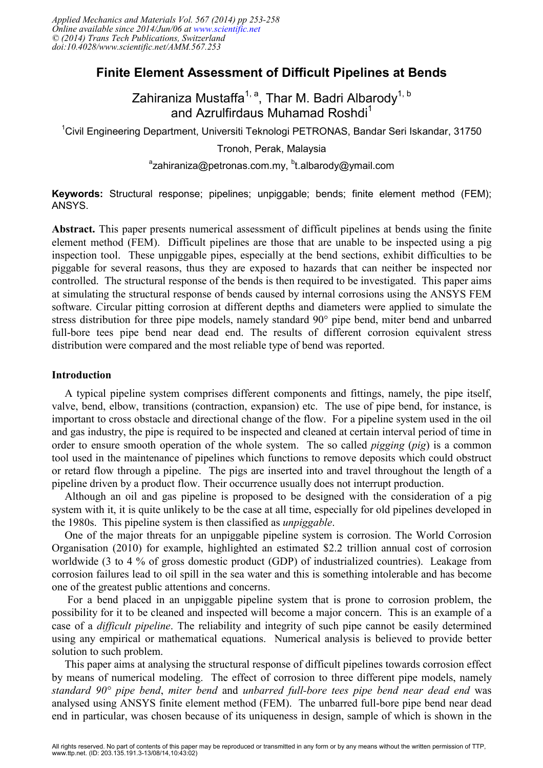# Finite Element Assessment of Difficult Pipelines at Bends

Zahiraniza Mustaffa[1, a], Thar M. Badri Albarody[1, b] and Azrulfirdaus Muhamad Roshdi[1]

[1]Civil Engineering Department, Universiti Teknologi PETRONAS, Bandar Seri Iskandar, 31750 Tronoh, Perak, Malaysia

[a]zahiraniza@petronas.com.my, [b]t.albarody@ymail.com

**Keywords:** Structural response; pipelines; unpiggable; bends; finite element method (FEM); ANSYS.

**Abstract.** This paper presents numerical assessment of difficult pipelines at bends using the finite element method (FEM). Difficult pipelines are those that are unable to be inspected using a pig inspection tool. These unpiggable pipes, especially at the bend sections, exhibit difficulties to be piggable for several reasons, thus they are exposed to hazards that can neither be inspected nor controlled. The structural response of the bends is then required to be investigated. This paper aims at simulating the structural response of bends caused by internal corrosions using the ANSYS FEM software. Circular pitting corrosion at different depths and diameters were applied to simulate the stress distribution for three pipe models, namely standard 90° pipe bend, miter bend and unbarred full-bore tees pipe bend near dead end. The results of different corrosion equivalent stress distribution were compared and the most reliable type of bend was reported.

## Introduction

A typical pipeline system comprises different components and fittings, namely, the pipe itself, valve, bend, elbow, transitions (contraction, expansion) etc. The use of pipe bend, for instance, is important to cross obstacle and directional change of the flow. For a pipeline system used in the oil and gas industry, the pipe is required to be inspected and cleaned at certain interval period of time in order to ensure smooth operation of the whole system. The so called *pigging* (*pig*) is a common tool used in the maintenance of pipelines which functions to remove deposits which could obstruct or retard flow through a pipeline. The pigs are inserted into and travel throughout the length of a pipeline driven by a product flow. Their occurrence usually does not interrupt production.

Although an oil and gas pipeline is proposed to be designed with the consideration of a pig system with it, it is quite unlikely to be the case at all time, especially for old pipelines developed in the 1980s. This pipeline system is then classified as *unpiggable*.

One of the major threats for an unpiggable pipeline system is corrosion. The World Corrosion Organisation (2010) for example, highlighted an estimated \$2.2 trillion annual cost of corrosion worldwide (3 to 4 % of gross domestic product (GDP) of industrialized countries). Leakage from corrosion failures lead to oil spill in the sea water and this is something intolerable and has become one of the greatest public attentions and concerns.

For a bend placed in an unpiggable pipeline system that is prone to corrosion problem, the possibility for it to be cleaned and inspected will become a major concern. This is an example of a case of a *difficult pipeline*. The reliability and integrity of such pipe cannot be easily determined using any empirical or mathematical equations. Numerical analysis is believed to provide better solution to such problem.

This paper aims at analysing the structural response of difficult pipelines towards corrosion effect by means of numerical modeling. The effect of corrosion to three different pipe models, namely *standard 90° pipe bend*, *miter bend* and *unbarred full-bore tees pipe bend near dead end* was analysed using ANSYS finite element method (FEM). The unbarred full-bore pipe bend near dead end in particular, was chosen because of its uniqueness in design, sample of which is shown in the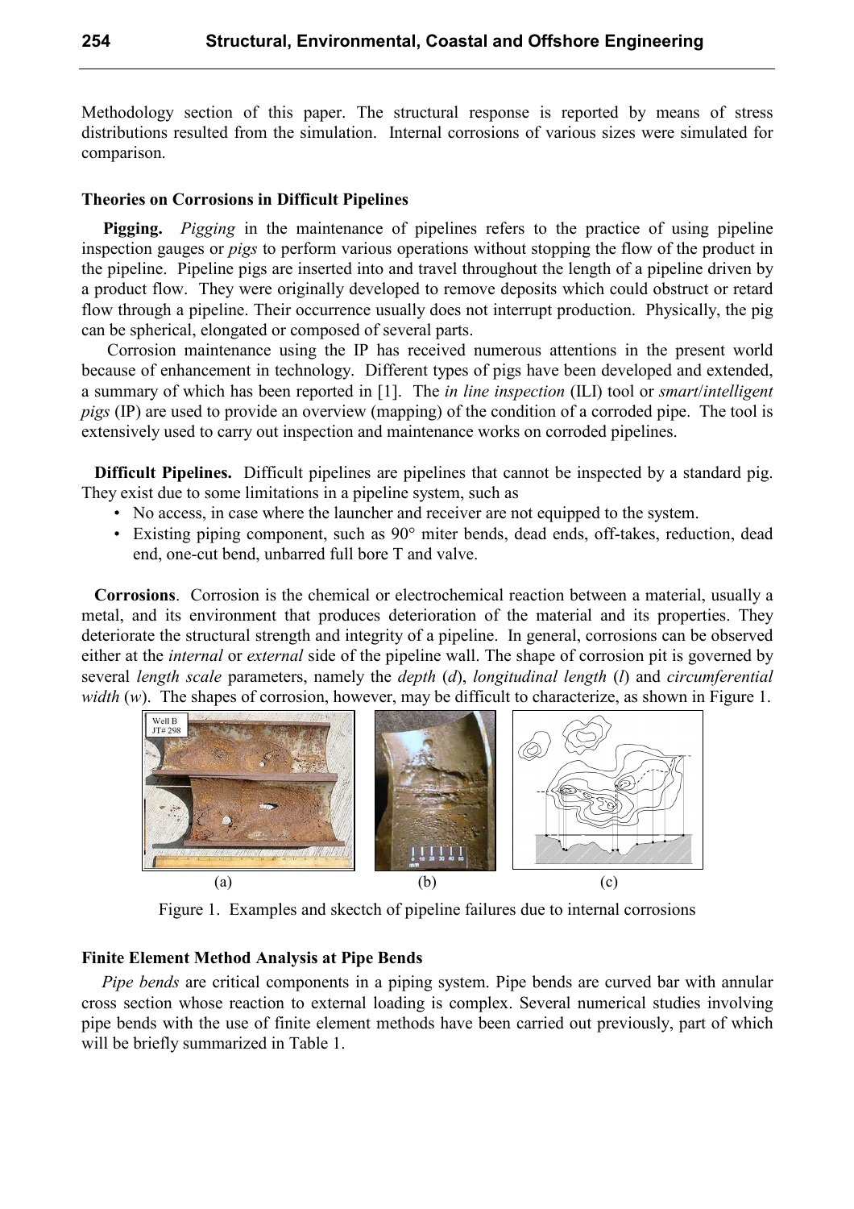Methodology section of this paper. The structural response is reported by means of stress distributions resulted from the simulation. Internal corrosions of various sizes were simulated for comparison.

### Theories on Corrosions in Difficult Pipelines

**Pigging.** *Pigging* in the maintenance of pipelines refers to the practice of using pipeline inspection gauges or *pigs* to perform various operations without stopping the flow of the product in the pipeline. Pipeline pigs are inserted into and travel throughout the length of a pipeline driven by a product flow. They were originally developed to remove deposits which could obstruct or retard flow through a pipeline. Their occurrence usually does not interrupt production. Physically, the pig can be spherical, elongated or composed of several parts.

Corrosion maintenance using the IP has received numerous attentions in the present world because of enhancement in technology. Different types of pigs have been developed and extended, a summary of which has been reported in [1]. The *in line inspection* (ILI) tool or *smart*/*intelligent pigs* (IP) are used to provide an overview (mapping) of the condition of a corroded pipe. The tool is extensively used to carry out inspection and maintenance works on corroded pipelines.

**Difficult Pipelines.** Difficult pipelines are pipelines that cannot be inspected by a standard pig. They exist due to some limitations in a pipeline system, such as

- No access, in case where the launcher and receiver are not equipped to the system.
- Existing piping component, such as 90° miter bends, dead ends, off-takes, reduction, dead end, one-cut bend, unbarred full bore T and valve.

**Corrosions**. Corrosion is the chemical or electrochemical reaction between a material, usually a metal, and its environment that produces deterioration of the material and its properties. They deteriorate the structural strength and integrity of a pipeline. In general, corrosions can be observed either at the *internal* or *external* side of the pipeline wall. The shape of corrosion pit is governed by several *length scale* parameters, namely the *depth* ($d$), *longitudinal length* ($l$) and *circumferential width* ($w$). The shapes of corrosion, however, may be difficult to characterize, as shown in Figure 1.

(a) (b) (c)

Figure 1. Examples and skectch of pipeline failures due to internal corrosions

### Finite Element Method Analysis at Pipe Bends

*Pipe bends* are critical components in a piping system. Pipe bends are curved bar with annular cross section whose reaction to external loading is complex. Several numerical studies involving pipe bends with the use of finite element methods have been carried out previously, part of which will be briefly summarized in Table 1.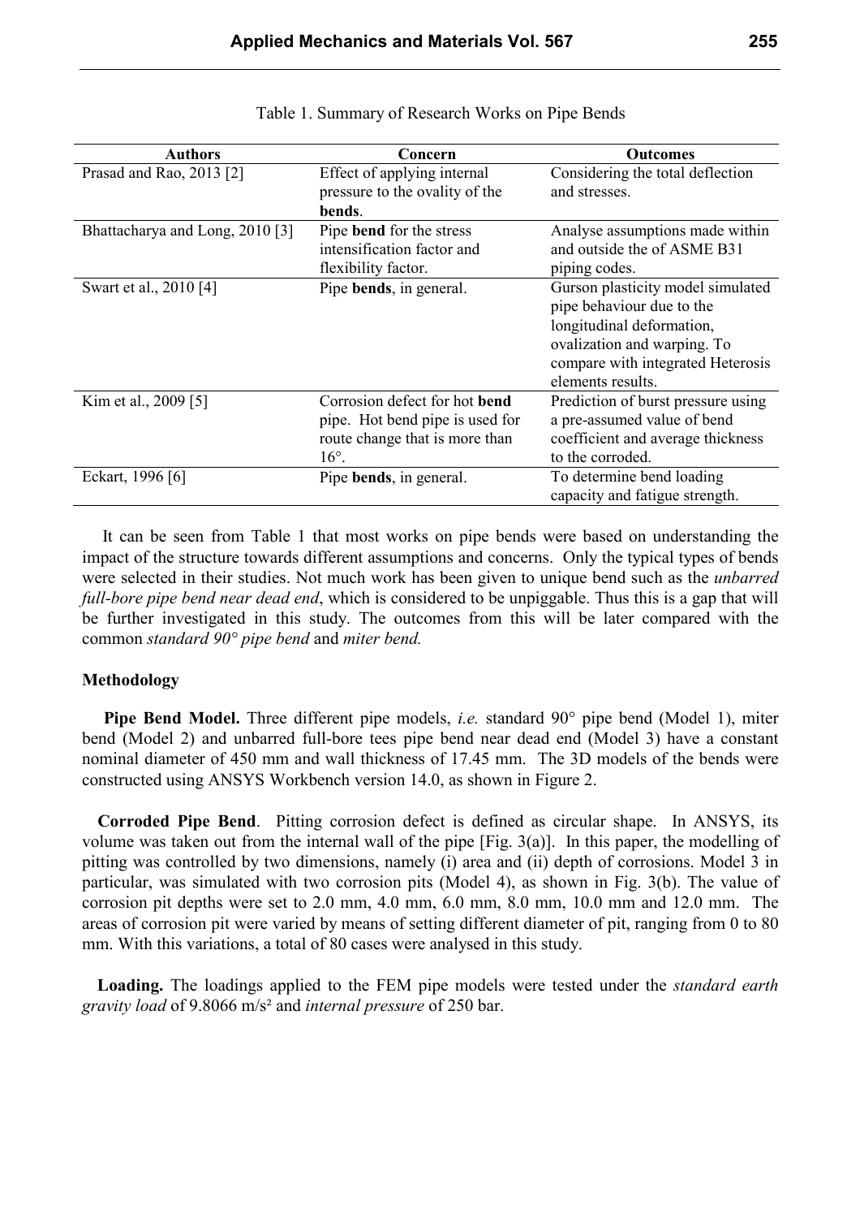Table 1. Summary of Research Works on Pipe Bends

| Authors | Concern | Outcomes |
|---|---|---|
| Prasad and Rao, 2013 [2] | Effect of applying internal pressure to the ovality of the **bends**. | Considering the total deflection and stresses. |
| Bhattacharya and Long, 2010 [3] | Pipe **bend** for the stress intensification factor and flexibility factor. | Analyse assumptions made within and outside the of ASME B31 piping codes. |
| Swart et al., 2010 [4] | Pipe **bends**, in general. | Gurson plasticity model simulated pipe behaviour due to the longitudinal deformation, ovalization and warping. To compare with integrated Heterosis elements results. |
| Kim et al., 2009 [5] | Corrosion defect for hot **bend** pipe. Hot bend pipe is used for route change that is more than 16°. | Prediction of burst pressure using a pre-assumed value of bend coefficient and average thickness to the corroded. |
| Eckart, 1996 [6] | Pipe **bends**, in general. | To determine bend loading capacity and fatigue strength. |

It can be seen from Table 1 that most works on pipe bends were based on understanding the impact of the structure towards different assumptions and concerns. Only the typical types of bends were selected in their studies. Not much work has been given to unique bend such as the *unbarred full-bore pipe bend near dead end*, which is considered to be unpiggable. Thus this is a gap that will be further investigated in this study. The outcomes from this will be later compared with the common *standard 90° pipe bend* and *miter bend.*

## Methodology

**Pipe Bend Model.** Three different pipe models, *i.e.* standard 90° pipe bend (Model 1), miter bend (Model 2) and unbarred full-bore tees pipe bend near dead end (Model 3) have a constant nominal diameter of 450 mm and wall thickness of 17.45 mm. The 3D models of the bends were constructed using ANSYS Workbench version 14.0, as shown in Figure 2.

**Corroded Pipe Bend**. Pitting corrosion defect is defined as circular shape. In ANSYS, its volume was taken out from the internal wall of the pipe [Fig. 3(a)]. In this paper, the modelling of pitting was controlled by two dimensions, namely (i) area and (ii) depth of corrosions. Model 3 in particular, was simulated with two corrosion pits (Model 4), as shown in Fig. 3(b). The value of corrosion pit depths were set to 2.0 mm, 4.0 mm, 6.0 mm, 8.0 mm, 10.0 mm and 12.0 mm. The areas of corrosion pit were varied by means of setting different diameter of pit, ranging from 0 to 80 mm. With this variations, a total of 80 cases were analysed in this study.

**Loading.** The loadings applied to the FEM pipe models were tested under the *standard earth gravity load* of 9.8066 m/s² and *internal pressure* of 250 bar.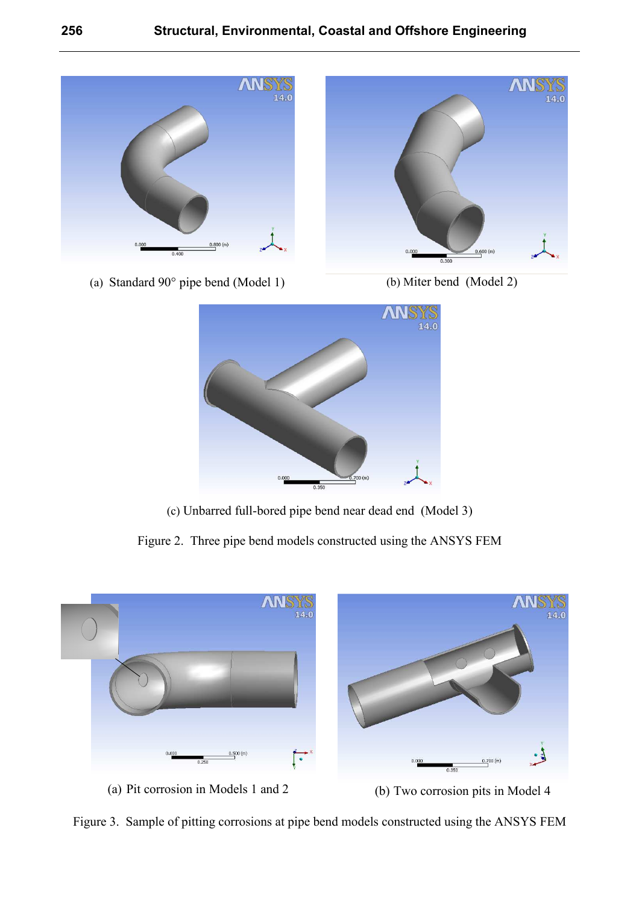(a) Standard 90° pipe bend (Model 1)

(b) Miter bend (Model 2)

(c) Unbarred full-bored pipe bend near dead end (Model 3)

Figure 2. Three pipe bend models constructed using the ANSYS FEM

(a) Pit corrosion in Models 1 and 2

(b) Two corrosion pits in Model 4

Figure 3. Sample of pitting corrosions at pipe bend models constructed using the ANSYS FEM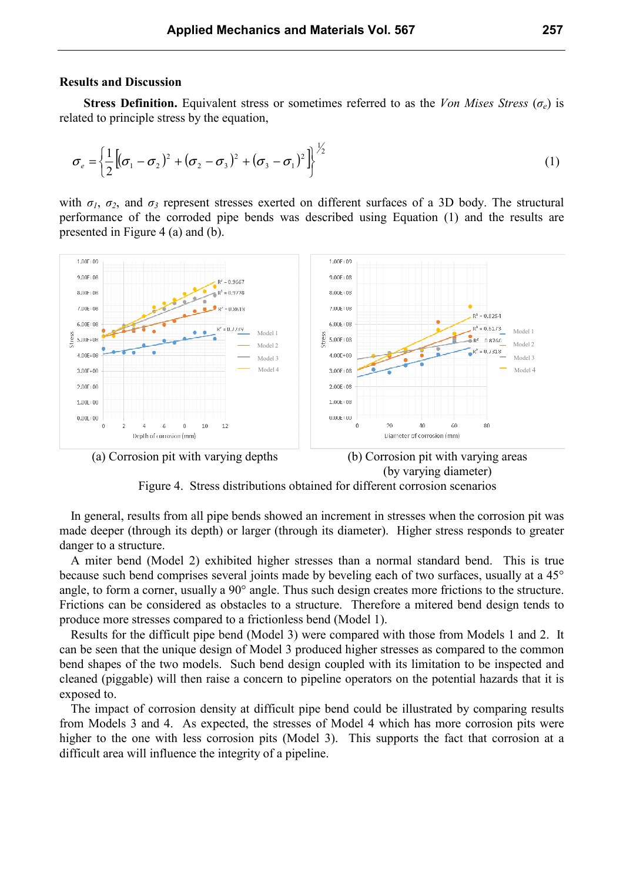## Results and Discussion

**Stress Definition.** Equivalent stress or sometimes referred to as the *Von Mises Stress* ($\sigma_e$) is related to principle stress by the equation,

$$\sigma_e = \left\{ \frac{1}{2} \left[ (\sigma_1 - \sigma_2)^2 + (\sigma_2 - \sigma_3)^2 + (\sigma_3 - \sigma_1)^2 \right] \right\}^{1/2} \tag{1}$$

with $\sigma_1$, $\sigma_2$, and $\sigma_3$ represent stresses exerted on different surfaces of a 3D body. The structural performance of the corroded pipe bends was described using Equation (1) and the results are presented in Figure 4 (a) and (b).

(a) Corrosion pit with varying depths

(b) Corrosion pit with varying areas (by varying diameter)

Figure 4. Stress distributions obtained for different corrosion scenarios

In general, results from all pipe bends showed an increment in stresses when the corrosion pit was made deeper (through its depth) or larger (through its diameter). Higher stress responds to greater danger to a structure.

A miter bend (Model 2) exhibited higher stresses than a normal standard bend. This is true because such bend comprises several joints made by beveling each of two surfaces, usually at a 45° angle, to form a corner, usually a 90° angle. Thus such design creates more frictions to the structure. Frictions can be considered as obstacles to a structure. Therefore a mitered bend design tends to produce more stresses compared to a frictionless bend (Model 1).

Results for the difficult pipe bend (Model 3) were compared with those from Models 1 and 2. It can be seen that the unique design of Model 3 produced higher stresses as compared to the common bend shapes of the two models. Such bend design coupled with its limitation to be inspected and cleaned (piggable) will then raise a concern to pipeline operators on the potential hazards that it is exposed to.

The impact of corrosion density at difficult pipe bend could be illustrated by comparing results from Models 3 and 4. As expected, the stresses of Model 4 which has more corrosion pits were higher to the one with less corrosion pits (Model 3). This supports the fact that corrosion at a difficult area will influence the integrity of a pipeline.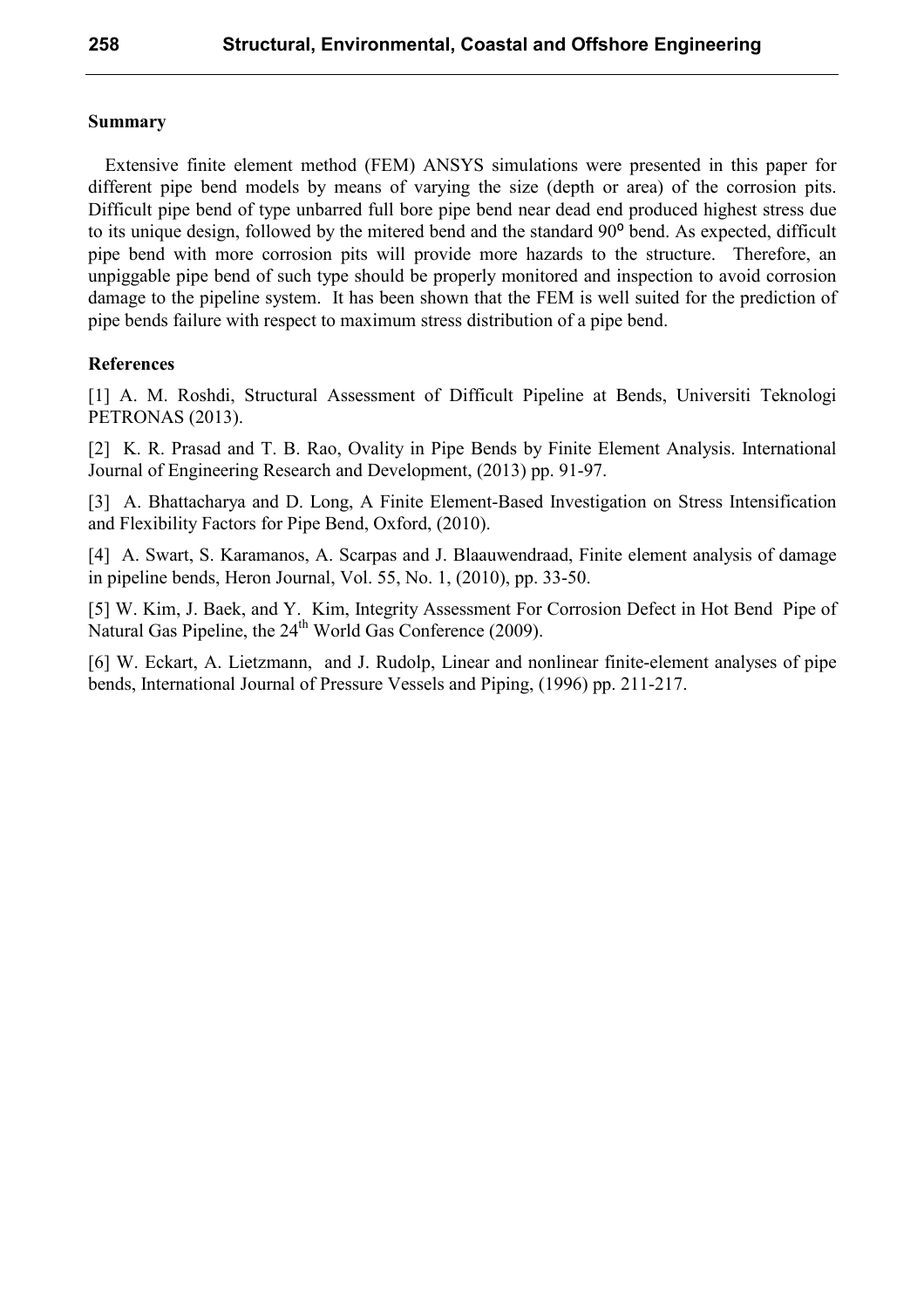## Summary

Extensive finite element method (FEM) ANSYS simulations were presented in this paper for different pipe bend models by means of varying the size (depth or area) of the corrosion pits. Difficult pipe bend of type unbarred full bore pipe bend near dead end produced highest stress due to its unique design, followed by the mitered bend and the standard 90° bend. As expected, difficult pipe bend with more corrosion pits will provide more hazards to the structure. Therefore, an unpiggable pipe bend of such type should be properly monitored and inspection to avoid corrosion damage to the pipeline system. It has been shown that the FEM is well suited for the prediction of pipe bends failure with respect to maximum stress distribution of a pipe bend.

## References

[1] A. M. Roshdi, Structural Assessment of Difficult Pipeline at Bends, Universiti Teknologi PETRONAS (2013).

[2] K. R. Prasad and T. B. Rao, Ovality in Pipe Bends by Finite Element Analysis. International Journal of Engineering Research and Development, (2013) pp. 91-97.

[3] A. Bhattacharya and D. Long, A Finite Element-Based Investigation on Stress Intensification and Flexibility Factors for Pipe Bend, Oxford, (2010).

[4] A. Swart, S. Karamanos, A. Scarpas and J. Blaauwendraad, Finite element analysis of damage in pipeline bends, Heron Journal, Vol. 55, No. 1, (2010), pp. 33-50.

[5] W. Kim, J. Baek, and Y. Kim, Integrity Assessment For Corrosion Defect in Hot Bend Pipe of Natural Gas Pipeline, the 24th World Gas Conference (2009).

[6] W. Eckart, A. Lietzmann, and J. Rudolp, Linear and nonlinear finite-element analyses of pipe bends, International Journal of Pressure Vessels and Piping, (1996) pp. 211-217.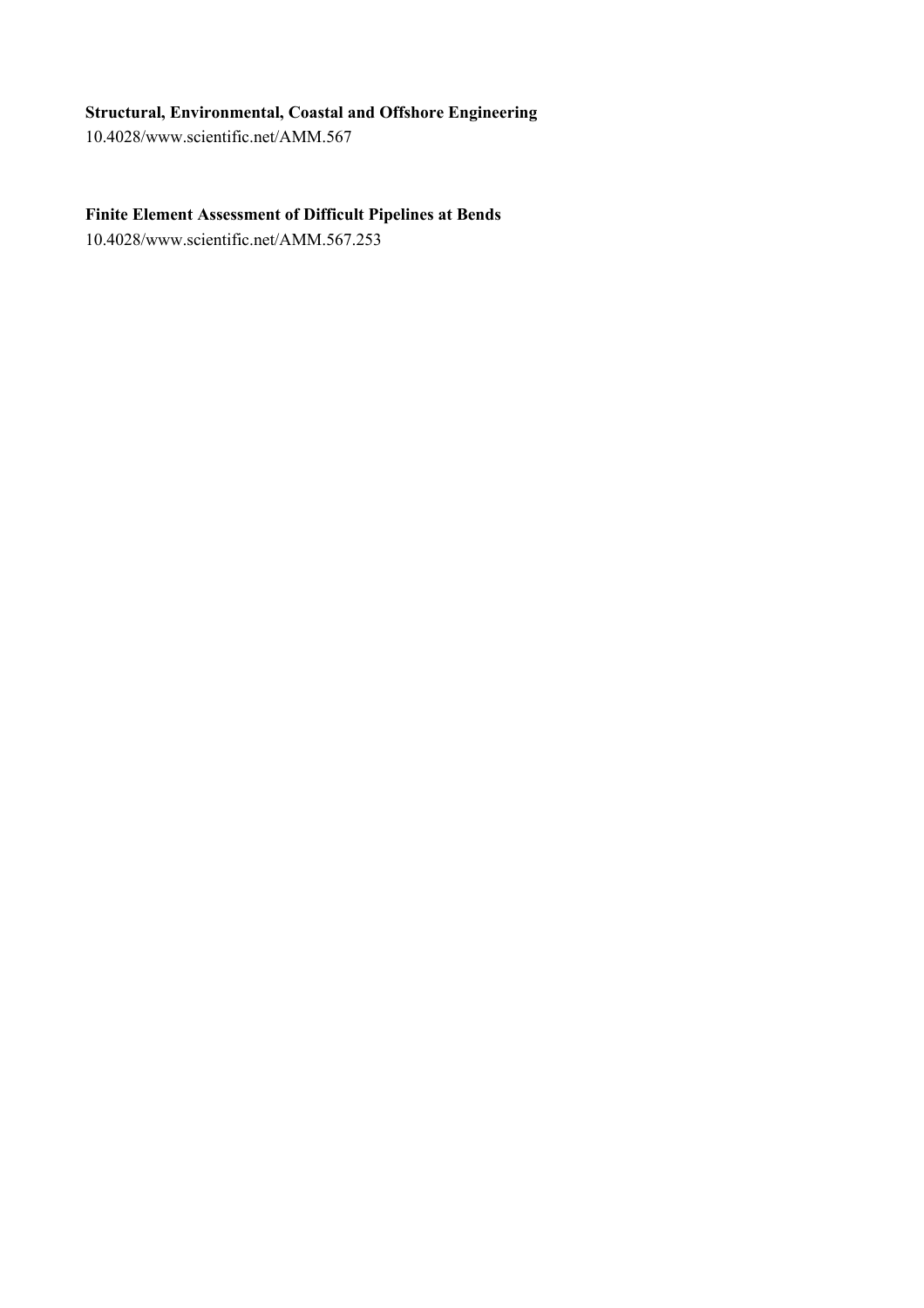**Structural, Environmental, Coastal and Offshore Engineering**

10.4028/www.scientific.net/AMM.567

**Finite Element Assessment of Difficult Pipelines at Bends**

10.4028/www.scientific.net/AMM.567.253